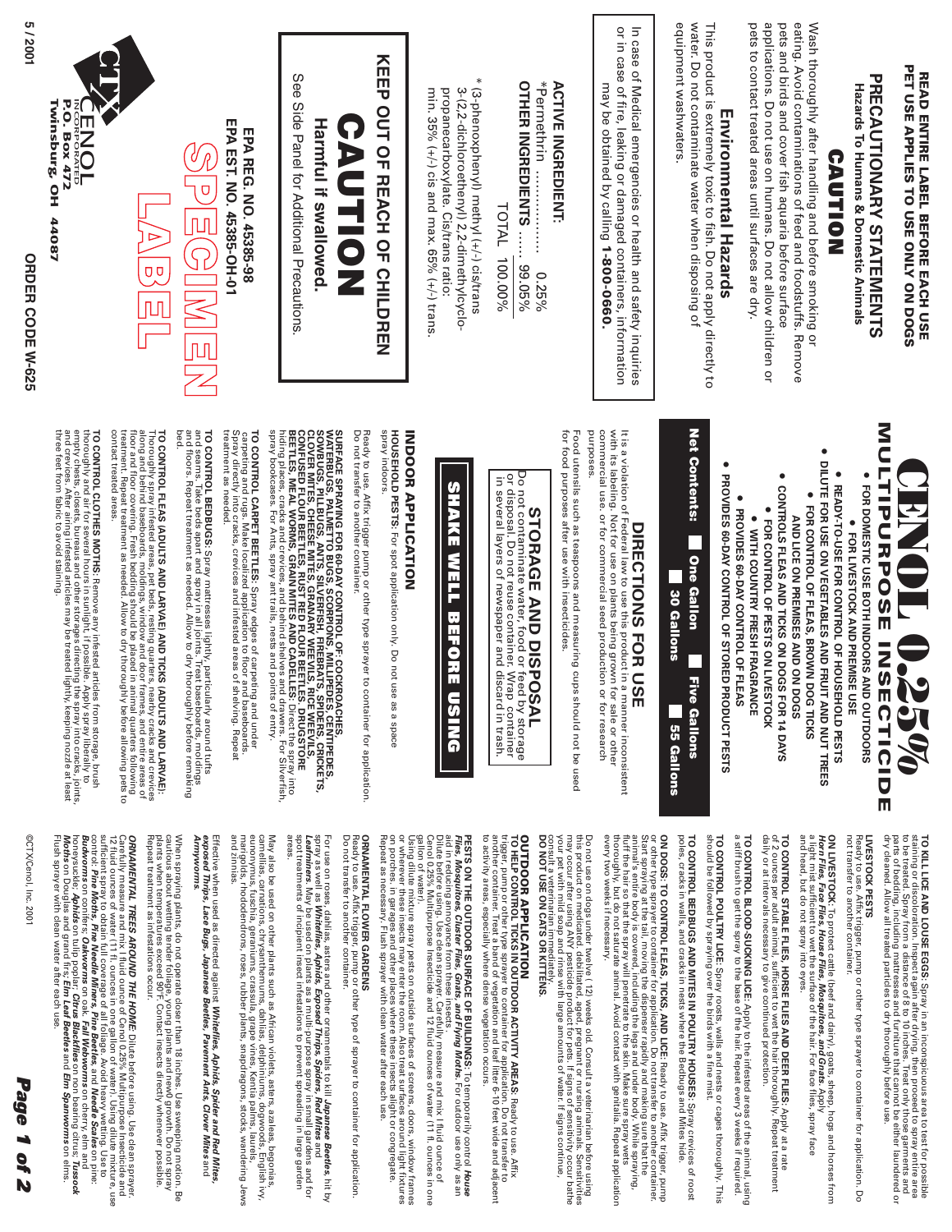# CENOL 0.25% MULTIPURPOSE INSECTICIDE

- **FOR DOMESTIC USE BOTH INDOORS AND OUTDOORS**
- **FOR LIVESTOCK AND PREMISE USE**
- **READY-TO-USE FOR CONTROL OF HOUSEHOLD PESTS**
- **DILUTE FOR USE ON VEGETABLES AND FRUIT AND NUT TREES**
- **FOR CONTROL OF FLEAS, BROWN DOG TICKS AND LICE ON PREMISES AND ON DOGS**
- **CONTROLS FLEAS AND TICKS ON DOGS FOR 14 DAYS**
- **FOR CONTROL OF PESTS ON LIVESTOCK**
- **WITH COUNTRY FRESH FRAGRANCE**
- **PROVIDES 60-DAY CONTROL OF FLEAS**
- **PROVIDES 60-DAY CONTROL OF STORED PRODUCT PESTS**

**Net Contents:** ☐ One Gallon ☐ Five Gallons ☐ 30 Gallons ☐ 55 Gallons

**READ ENTIRE LABEL BEFORE EACH USE**
**PET USE APPLIES TO USE ONLY ON DOGS**

## PRECAUTIONARY STATEMENTS

### Hazards To Humans & Domestic Animals

## CAUTION

Wash thoroughly after handling and before smoking or eating. Avoid contaminations of feed and foodstuffs. Remove pets and birds and cover fish aquaria before surface applications. Do not use on humans. Do not allow children or pets to contact treated areas until surfaces are dry.

### Environmental Hazards

This product is extremely toxic to fish. Do not apply directly to water. Do not contaminate water when disposing of equipment washwaters.

In case of Medical emergencies or health and safety inquiries or in case of fire, leaking or damaged containers, information may be obtained by calling **1-800-0660.**

**ACTIVE INGREDIENT:**

| | |
|---|---|
| *Permethrin | 0.25% |
| **OTHER INGREDIENTS** | 99.05% |
| TOTAL | 100.00% |

* (3-phenoxyphenyl) methyl (+/-) cis/trans 3-(2,2-dichloroethenyl) 2,2-dimethylcyclo-propanecarboxylate. Cis/trans ratio: min. 35% (+/-) cis and max. 65% (+/-) trans.

**KEEP OUT OF REACH OF CHILDREN**

## CAUTION

**Harmful if swallowed.**

See Side Panel for Additional Precautions.

**EPA REG. NO. 45385-98**
**EPA EST. NO. 45385-OH-01**

SPECIMEN LABEL

CTX CENOL INCORPORATED
P.O. Box 472
Twinsburg, OH 44087

5 / 2001

ORDER CODE W-625

## DIRECTIONS FOR USE

It is a violation of Federal law to use this product in a manner inconsistent with its labeling. Not for use on plants being grown for sale or other commercial use, or for commercial seed production or for research purposes.

Food utensils such as teaspoons and measuring cups should not be used for food purposes after use with insecticides.

### STORAGE AND DISPOSAL

Do not contaminate water, food or feed by storage or disposal. Do not reuse container. Wrap container in several layers of newspaper and discard in trash.

**SHAKE WELL BEFORE USING**

### INDOOR APPLICATION

**HOUSEHOLD PESTS:** For spot application only. Do not use as a space spray indoors.

Ready to use. Affix trigger pump or other type sprayer to container for application. Do not transfer to another container.

**SURFACE SPRAYING FOR 60-DAY CONTROL OF: COCKROACHES, WATERBUGS, PALMETTO BUGS, SCORPIONS, MILLIPEDES, CENTIPEDES, COMMON SPIDERS, SILVERFISH, FIREBRATS, EARWIGS, CRICKETS, CLOVER MITES, CHEESE MITE, GRANARY WEEVILS, RICE WEEVILS, CONFUSED FLOUR BEETLES, RUST RED FLOUR BEETLES, DRUGSTORE BEETLES, MEAL WORMS, GRAIN MITES AND CADELLES:** Direct the spray into hiding places, cracks and crevices, and behind shelved and drawers. For Silverfish, spray bookcases. For Ants, spray ant trails, nests and points of entry.

**TO CONTROL CARPET BEETLES:** Spray edges of carpeting and under carpeting and rugs. Make localized application to floor and baseboards. Spray directly into cracks, crevices and infested areas of shelving. Repeat treatment as needed.

**TO CONTROL BEDBUGS:** Spray mattresses lightly, particularly around tufts and seams. Take beds apart and spray in all joints. Treat baseboards, moldings and floors. Repeat treatment as needed. Allow to dry thoroughly before remaking bed.

**TO CONTROL FLEAS (ADULTS AND LARVAE) AND TICKS (ADULTS AND LARVAE):** Thoroughly spray infested areas, pet beds, resting quarters, nearby cracks and crevices along and behind baseboards, moldings, window and door frames, and entire areas of floor and floor covering. Fresh bedding should be placed in animal quarters following treatment. Repeat treatment as needed. Allow to dry thoroughly before allowing pets to contact treated areas.

**TO CONTROL CLOTHES MOTHS:** Remove any infested articles from storage, brush thoroughly and air for several hours in sunlight, if possible. Apply spray liberally to empty chests, closets, bureaus and other storages directing the spray into cracks, joints, and crevices. After airing infested articles may be treated lightly, keeping nozzle at least three feet from fabric to avoid staining.

**TO KILL LICE AND LOUSE EGGS:** Spray in an inconspicuous area to test for possible staining or discoloration. Inspect again after drying, then proceed to spray entire area to be treated. Spray from a distance of 8 to 10 inches. Treat only those garments and parts of bedding, including mattresses and furniture, that cannot be either laundered or dry cleaned. Allow all treated particles to dry thoroughly before use.

### LIVESTOCK PESTS

Ready to use. Affix trigger, pump or other type sprayer to container for application. Do not transfer to another container.

**ON LIVESTOCK:** To protect cattle (beef and dairy), goats, sheep, hogs and horses from ***Horn Flies, Face Flies, House Flies, Mosquitoes, and Gnats***. Apply a light mist sufficient to wet the surface of the hair. For face flies, spray face and head, but do not spray into eyes.

**TO CONTROL STABLE FLIES, HORSE FLIES AND DEER FLIES:** Apply at a rate of 2 ounces per adult animal, sufficient to wet the hair thoroughly. Repeat treatment daily or at intervals necessary to give continued protection.

**TO CONTROL BLOOD-SUCKING LICE:** Apply to the infested areas of the animal, using a stiff brush to get the spray to the base of the hair. Repeat every 3 weeks if required.

**TO CONTROL POULTRY LICE:** Spray roosts, walls and nests or cages thoroughly. This should be followed by spraying over the birds with a fine mist.

**TO CONTROL BEDBUGS AND MITES IN POULTRY HOUSES:** Spray crevices of roost poles, cracks in walls, and cracks in nests where the Bedbugs and Mites hide.

**ON DOGS: TO CONTROL FLEAS, TICKS, AND LICE:** Ready to use. Affix trigger, pump or other type sprayer to container for application. Do not transfer to another container. Start spraying at the tail, moving the dispenser rapidly and making sure that the animal's entire body is covered, including the legs and under body. While spraying, fluff the hair so that the spray will penetrate to the skin. Make sure spray wets thoroughly, but do not saturate animal. Avoid contact with genitalia. Repeat application every two weeks if necessary.

Do not use on dogs under twelve (12) weeks old. Consult a veterinarian before using this product on medicated, debilitated, aged, pregnant or nursing animals. Sensitivities may occur after using ANY pesticide product for pets. If signs of sensitivity occur bathe your pet with mild soap and rinse with large amounts of water. If signs continue, consult a veterinarian immediately. **DO NOT USE ON CATS OR KITTENS.**

### OUTDOOR APPLICATION

**TO HELP CONTROL TICKS IN OUTDOOR ACTIVITY AREAS:** Ready to use. Affix trigger, pump or other type sprayer to container for application. Do not transfer to another container. Treat a band of vegetation and leaf litter 6-10 feet wide and adjacent to activity areas, especially where dense vegetation occurs.

**PESTS ON THE OUTDOOR SURFACE OF BUILDINGS:** To temporarily control ***House Flies, Mosquitoes, Cluster Flies, Gnats, and Flying Moths***. For outdoor use only as an aid in reducing annoyance from these insects.

Dilute before using. Use clean sprayer. Carefully measure and mix 1 fluid ounce of Cenol 0.25% Multipurpose Insecticide and 12 fluid ounces of water (11 fl. ounces in one gallon of water).

Using dilute mixture spray pests on outside surfaces of screens, doors, window frames on porches, in garages and other places where these insects alight or congregate. Repeat as necessary. Flush sprayer with clean water after each use.

### ORNAMENTAL FLOWER GARDENS

Ready to use. Affix trigger, pump or other type of sprayer to container for application. Do not transfer to another container.

For use on roses, dahlias, asters and other ornamentals to kill ***Japanese Beetles***, hit by spray as well as ***Whiteflies, Aphids, Exposed Thrips, Spiders, Red Mites*** and ***Leafminers***. May be used on plants as a multi-purpose spray in small gardens and for spot treatments of incipient insect infestations to prevent spreading in large garden areas.

May also be used on other plants such as African violets, asters, azaleas, begonias, camellias, carnations, chrysanthemums, dahlias, delphiniums, dogwoods, English ivy, ferns, fuchsias, gardenias, geraniums, gladiolus, hibiscus, hollyhocks, Kentias, lilies, marigolds, rhododendrons, roses, rubber plants, snapdragons, stocks, wandering Jews and zinnias.

Effective when used as directed against ***Whiteflies, Aphids, Spider and Red Mites, exposed Thrips, Lace Bugs, Japanese Beetles, Pavement Ants, Clover Mites*** and ***Armyworms***.

When spraying plants, do not operate closer than 18 inches. Use sweeping motion. Be cautious about wetting tender foliage, young plants and new growth. Do not spray plants when temperatures exceed 90°F. Contact insects directly whenever possible. Repeat treatment as infestations occur.

**ORNAMENTAL TREES AROUND THE HOME:** Dilute before using. Use clean sprayer. Carefully measure and mix 1 fluid ounce of Cenol 0.25% Multipurpose Insecticide and 12 fluid ounces of water (11 fl. ounces in one gallon of water). Using dilute mixture, use sprayer to cover foliage thoroughly and uniformly. Use higher dosage for heavy or light infestations for control: ***Pine Tip Moths, Pine Needle Miners, Pine Beetles***, and ***Needle Scales*** on pine; ***Budworms*** on conifers; ***Oakworms*** on oak; ***Fall Webworms*** on cherry, elm and honeysuckle; ***Aphids*** on tulip poplar; ***Citrus Blackflies*** on non bearing citrus; ***Tussock Moths*** on Douglas and grand firs; ***Elm Leaf Beetles*** and ***Elm Spanworms*** on elms. Flush sprayer with clean water after each use.

©CTX/Cenol, Inc. 2001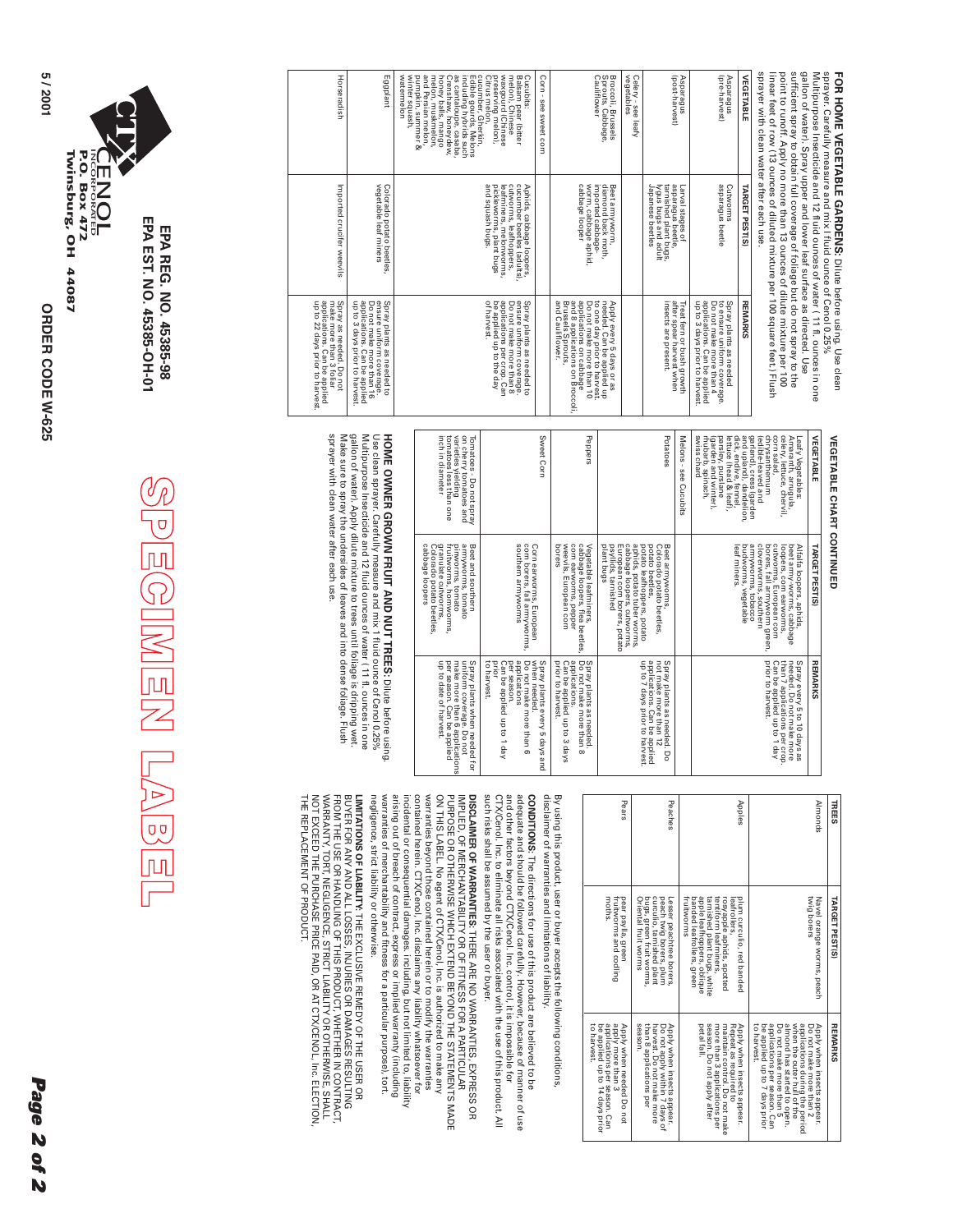**FOR HOME VEGETABLE GARDENS:** Dilute before using. Use clean sprayer. Carefully measure and mix 1 fluid ounce of Cenol 0.25% Multipurpose Insecticide and 12 fluid ounces of water (11 fl. ounces in one gallon of water). Spray upper and lower leaf surfaces as directed. Use sufficient spray to obtain uniform coverage of foliage but do not spray to the point of runoff. Apply no more than 13 ounces of dilute mixture per 100 linear feet of row (13 ounces of diluted mixture per 100 square feet.) Flush sprayer with clean water after each use.

| VEGETABLE | TARGET PEST(S) | REMARKS |
| --- | --- | --- |
| Asparagus (pre-harvest) | Cutworms asparagus beetle | Spray plants as needed to ensure uniform coverage. Do not make more than 4 applications. Can be applied up to 3 days prior to harvest. |
| Asparagus (post-harvest) | Larval stages of asparagus beetle, tarnished plant bugs, lygus bugs and adult Japanese beetles | Treat fern or bush growth after spear harvest when insects are present. |
| Celery - see leafy vegetables | | |
| Broccoli, Brussels Sprouts, Cabbage, Cauliflower | Beet armyworm, diamond back moth, imported cabbage worm, cabbage aphid, cabbage looper | Apply every 5 days or as needed. Can be applied up to one day prior to harvest. Do not make more than 10 applications on cabbage and 8 applications on Broccoli, Brussels Sprouts, and Cauliflower. |
| Corn - see sweet corn | | |
| Cucurbits: Balsam pear (bitter melon), Chinese waxgourd (Chinese preserving melon), Citrus melon, cucumber, Gherkin, Edible gourds, Melons including hybrids such as cantaloupe, casaba, Crenshaw, honeydew, honey balls, mango melon, muskmelon, and Persian melon, pumpkin, summer & winter squash, watermelon | Aphids, cabbage loopers, cucumber beetles (adults), cutworms, leafhoppers, leafminers, melonworms, pickleworms, plant bugs and squash bugs. | Spray plants as needed to ensure uniform coverage. Do not make more than 8 applications per crop. Can be applied up to the day of harvest. |
| Eggplant | Colorado potato beetles, vegetable leaf miners | Spray plants as needed to ensure uniform coverage. Do not make more than 16 applications. Can be applied up to 3 days prior to harvest. |
| Horseradish | Imported crucifer weevils | Spray as needed. Do not make more than 3 foliar applications. Can be applied up to 22 days prior to harvest. |

**VEGETABLE CHART CONTINUED**

| VEGETABLE | TARGET PEST(S) | REMARKS |
| --- | --- | --- |
| Leafy Vegetables: amaranth, arugula, celery, lettuce, chervil, corn salad, chrysanthemum (edible-leaved and garland), cress (garden and upland), dandelion, dock, endive, fennel, lettuce (head & leaf), parsley, purslane (garden and winter), rhubarb, spinach, swiss chard | Alfalfa loopers, aphids, beet armyworms, cabbage loopers, corn earworms, cutworms, European corn borers, fall armyworms, green cloverworms, southern armyworms, tobacco budworms, vegetable leaf miners | Spray every 5 to 10 days as needed. Do not make more than 7 applications per crop. Can be applied up to 1 day prior to harvest. |
| Melons - see Cucurbits | | |
| Potatoes | Beet armyworms, Colorado potato beetles, potato flea beetles, potato leafhoppers, potato aphids, potato tuber worms, cabbage loopers, cutworms, European corn borers, potato psyllids, tarnished plant bugs | Spray plants as needed. Do not make more than 12 applications. Can be applied up to 7 days prior to harvest. |
| Peppers | Vegetable leafminers, cabbage loopers, flea beetles, weevils, European corn borers | Spray plants as needed. Do not make more than 8 applications. Can be applied up to 3 days prior to harvest. |
| Sweet Corn | Corn earworms, European corn borers, fall armyworms, southern armyworms | Spray plants every 5 days and when needed. Do not make more than 6 applications per season. Can be applied up to 1 day to harvest. |
| Tomatoes - Do not spray on cherry tomatoes and varieties yielding tomatoes less than one inch in diameter | Beet and southern armyworms, tomato pinworms, tomato fruitworms, hornworms, granulate cutworms, Colorado potato beetles, cabbage loopers | Spray plants when needed for uniform coverage. Do not make more than 6 applications per season. Can be applied up to date of harvest. |

**HOME OWNER GROWN FRUIT AND NUT TREES:** Dilute before using. Use clean sprayer. Carefully measure and mix 1 fluid ounce of Cenol 0.25% Multipurpose Insecticide and 12 fluid ounces of water (11 fl. ounces in one gallon of water). Apply dilute mixture to trees until foliage is dripping wet. Make sure to spray the undersides of leaves and into dense foliage. Flush sprayer with clean water after each use.

| TREES | TARGET PEST(S) | REMARKS |
| --- | --- | --- |
| Almonds | Navel orange worms, peach twig borers | Apply when insects appear. Do not make more than 2 applications during the period when the outer hull of the almond has started to open. Do not make more than 5 applications per season. Can be applied up to 7 days prior to harvest. |
| Apples | plum curculio, red banded leafrollers, rosy apple aphids, spotted tentiform leafminers, tarnished plant bugs, white apple leafhopper, oblique banded leafrollers, green fruitworms | Apply when insects appear. Repeat as required to maintain control. Do not make more than 3 applications per season. Do not apply after petal fall. |
| Peaches | Lesser peachtree borers, peach twig borers, plum curculio, tarnished plant bugs, green fruit worms, Oriental fruit worms | Apply when insects appear. Do not apply within 7 days of harvest. Do not make more than 8 applications per season. |
| Pears | pear psylla, green fruitworms and codling moths. | Apply when needed Do not apply more than 3 applications per season. Can be applied up to 14 days prior to harvest. |

By using this product, user or buyer accepts the following conditions, disclaimer of warranties and limitations of liability.

**CONDITIONS:** The directions for use of this product are believed to be adequate and should be followed carefully. However, because of manner of use and other factors beyond CTX/Cenol. Inc. control, it is impossible for CTX/Cenol, Inc. to eliminate all risks associated with the use of this product. All such risks shall be assumed by the user or buyer.

**DISCLAIMER OF WARRANTIES:** THERE ARE NO WARRANTIES, EXPRESS OR IMPLIED, OF MERCHANTABILITY OR OF FITNESS FOR A PARTICULAR PURPOSE OR OTHERWISE WHICH EXTEND BEYOND THE STATEMENTS MADE ON THIS LABEL. No agent of CTX/Cenol, Inc. is authorized to make any warranties beyond those contained herein or to modify the warranties contained herein. CTX/Cenol, Inc. disclaims any liability whatsoever for incidental or consequential damages, including, but not limited to, liability arising out of breach of contract, express or implied warranty (including warranties of merchantability and fitness for a particular purpose), tort, negligence, strict liability or otherwise.

**LIMITATIONS OF LIABILITY:** THE EXCLUSIVE REMEDY OF THE USER OR BUYER FOR ANY AND ALL LOSSES, INJURIES OR DAMAGES RESULTING FROM THE USE OR HANDLING OF THIS PRODUCT, WHETHER IN CONTRACT, WARRANTY, TORT, NEGLIGENCE, STRICT LIABILITY OR OTHERWISE, SHALL NOT EXCEED THE PURCHASE PRICE PAID, OR AT CTX/CENOL, Inc. ELECTION, THE REPLACEMENT OF PRODUCT.

SPECIMEN LABEL

EPA REG. NO. 45385-98
EPA EST. NO. 45385-OH-01

CTX CENOL INCORPORATED
P.O. Box 472
Twinsburg, OH 44087

5 / 2001

ORDER CODE W-625